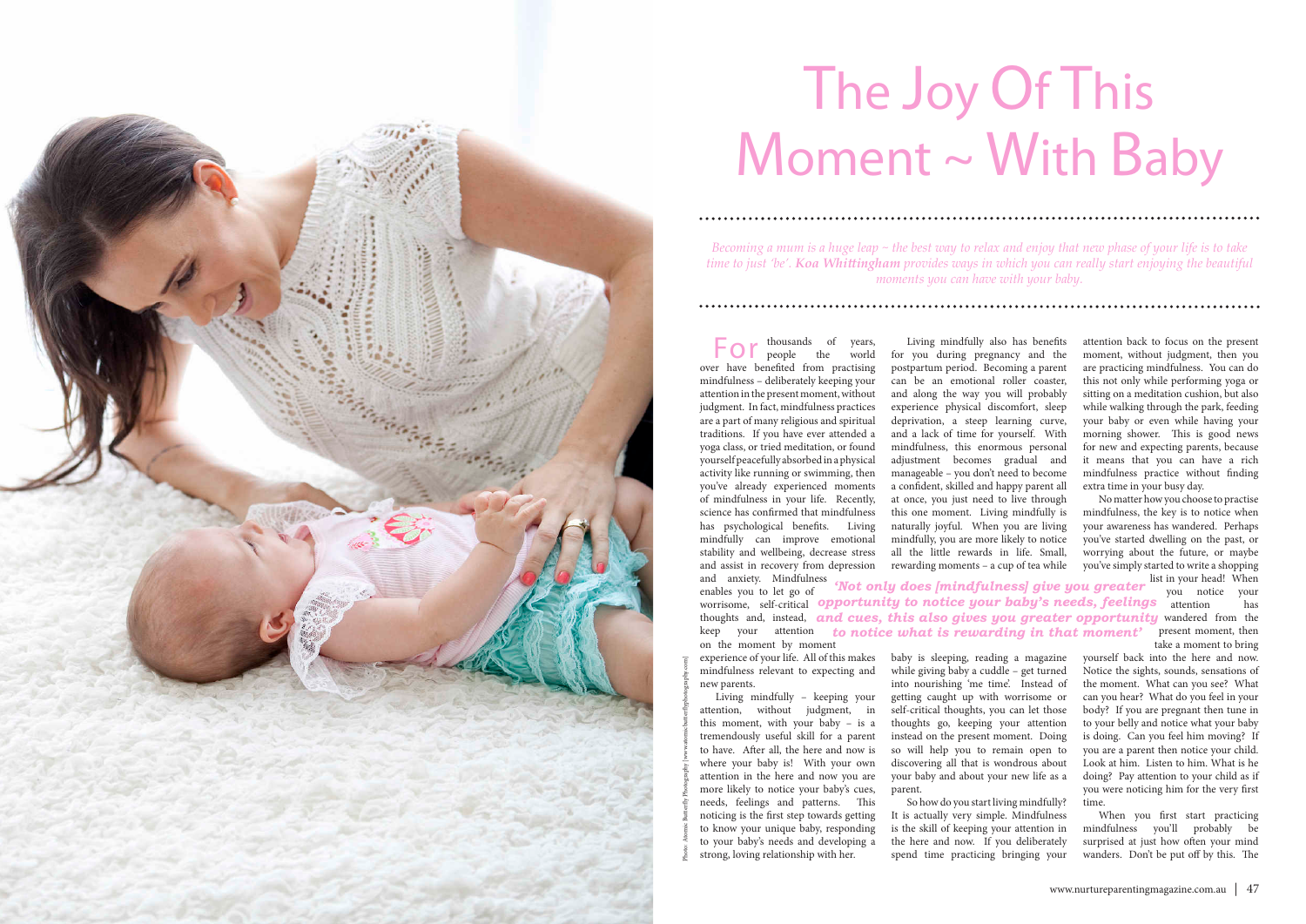# The Joy Of This Moment ~ With Baby

*Becoming a mum is a huge leap ~ the best way to relax and enjoy that new phase of your life is to take time to just 'be'. **Koa Whittingham** provides ways in which you can really start enjoying the beautiful moments you can have with your baby.*

For thousands of years, people the world over have benefited from practising mindfulness – deliberately keeping your attention in the present moment, without judgment. In fact, mindfulness practices are a part of many religious and spiritual traditions. If you have ever attended a yoga class, or tried meditation, or found yourself peacefully absorbed in a physical activity like running or swimming, then you've already experienced moments of mindfulness in your life. Recently, science has confirmed that mindfulness has psychological benefits. Living mindfully can improve emotional stability and wellbeing, decrease stress and assist in recovery from depression and anxiety. Mindfulness enables you to let go of worrisome, self-critical thoughts and, instead, keep your attention on the moment by moment experience of your life. All of this makes mindfulness relevant to expecting and new parents.

Living mindfully – keeping your attention, without judgment, in this moment, with your baby – is a tremendously useful skill for a parent to have. After all, the here and now is where your baby is! With your own attention in the here and now you are more likely to notice your baby's cues, needs, feelings and patterns. This noticing is the first step towards getting to know your unique baby, responding to your baby's needs and developing a strong, loving relationship with her.

Living mindfully also has benefits for you during pregnancy and the postpartum period. Becoming a parent can be an emotional roller coaster, and along the way you will probably experience physical discomfort, sleep deprivation, a steep learning curve, and a lack of time for yourself. With mindfulness, this enormous personal adjustment becomes gradual and manageable – you don't need to become a confident, skilled and happy parent all at once, you just need to live through this one moment. Living mindfully is naturally joyful. When you are living mindfully, you are more likely to notice all the little rewards in life. Small, rewarding moments – a cup of tea while baby is sleeping, reading a magazine while giving baby a cuddle – get turned into nourishing 'me time'. Instead of getting caught up with worrisome or self-critical thoughts, you can let those thoughts go, keeping your attention instead on the present moment. Doing so will help you to remain open to discovering all that is wondrous about your baby and about your new life as a parent.

> ***'Not only does [mindfulness] give you greater opportunity to notice your baby's needs, feelings and cues, this also gives you greater opportunity to notice what is rewarding in that moment'***

So how do you start living mindfully? It is actually very simple. Mindfulness is the skill of keeping your attention in the here and now. If you deliberately spend time practicing bringing your attention back to focus on the present moment, without judgment, then you are practicing mindfulness. You can do this not only while performing yoga or sitting on a meditation cushion, but also while walking through the park, feeding your baby or even while having your morning shower. This is good news for new and expecting parents, because it means that you can have a rich mindfulness practice without finding extra time in your busy day.

No matter how you choose to practise mindfulness, the key is to notice when your awareness has wandered. Perhaps you've started dwelling on the past, or worrying about the future, or maybe you've simply started to write a shopping list in your head! When you notice your attention has wandered from the present moment, then take a moment to bring yourself back into the here and now. Notice the sights, sounds, sensations of the moment. What can you see? What can you hear? What do you feel in your body? If you are pregnant then tune in to your belly and notice what your baby is doing. Can you feel him moving? If you are a parent then notice your child. Look at him. Listen to him. What is he doing? Pay attention to your child as if you were noticing him for the very first time.

When you first start practicing mindfulness you'll probably be surprised at just how often your mind wanders. Don't be put off by this. The

Photo: Atomic Butterfly Photography (www.atomicbutterflyphotography.com)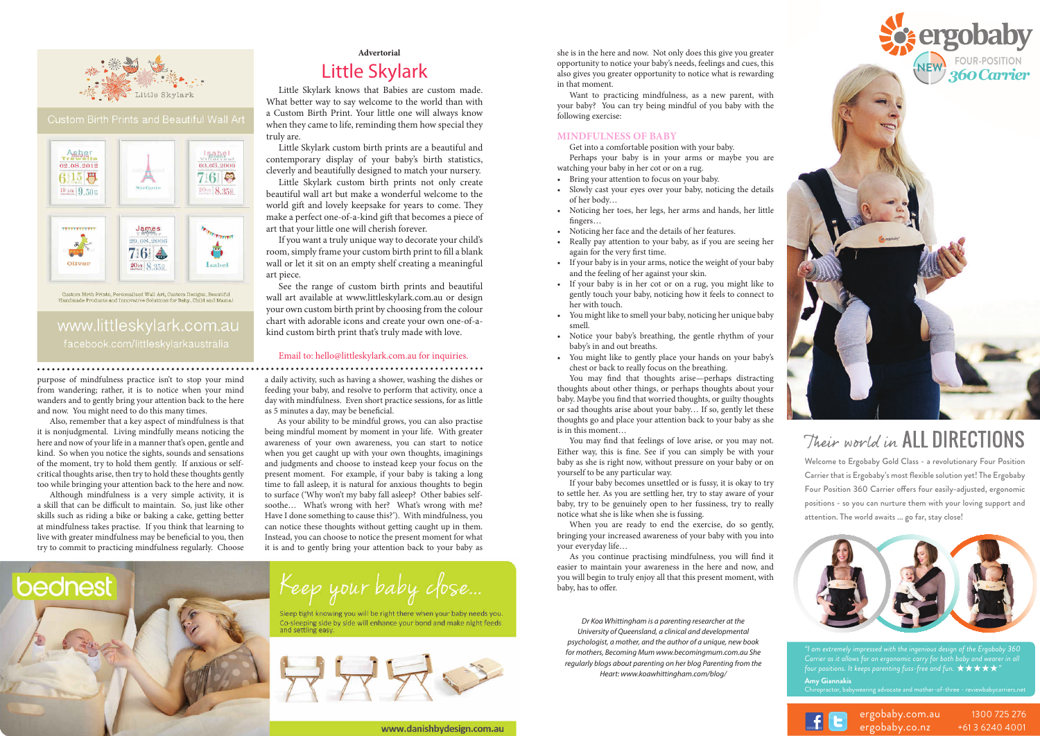**Advertorial**

# Little Skylark

Little Skylark

Custom Birth Prints and Beautiful Wall Art

Custom Birth Prints, Personalised Wall Art, Custom Designs, Beautiful Handmade Products and Innovative Solutions for Baby, Child and Mama!

www.littleskylark.com.au

facebook.com/littleskylarkaustralia

Little Skylark knows that Babies are custom made. What better way to say welcome to the world than with a Custom Birth Print. Your little one will always know when they came to life, reminding them how special they truly are.

Little Skylark custom birth prints are a beautiful and contemporary display of your baby's birth statistics, cleverly and beautifully designed to match your nursery.

Little Skylark custom birth prints not only create beautiful wall art but make a wonderful welcome to the world gift and lovely keepsake for years to come. They make a perfect one-of-a-kind gift that becomes a piece of art that your little one will cherish forever.

If you want a truly unique way to decorate your child's room, simply frame your custom birth print to fill a blank wall or let it sit on an empty shelf creating a meaningful art piece.

See the range of custom birth prints and beautiful wall art available at www.littleskylark.com.au or design your own custom birth print by choosing from the colour chart with adorable icons and create your own one-of-a-kind custom birth print that's truly made with love.

Email to: hello@littleskylark.com.au for inquiries.

---

purpose of mindfulness practice isn't to stop your mind from wandering; rather, it is to notice when your mind wanders and to gently bring your attention back to the here and now. You might need to do this many times.

Also, remember that a key aspect of mindfulness is that it is nonjudgmental. Living mindfully means noticing the here and now of your life in a manner that's open, gentle and kind. So when you notice the sights, sounds and sensations of the moment, try to hold them gently. If anxious or self-critical thoughts arise, then try to hold these thoughts gently too while bringing your attention back to the here and now.

Although mindfulness is a very simple activity, it is a skill that can be difficult to maintain. So, just like other skills such as riding a bike or baking a cake, getting better at mindfulness takes practise. If you think that learning to live with greater mindfulness may be beneficial to you, then try to commit to practising mindfulness regularly. Choose a daily activity, such as having a shower, washing the dishes or feeding your baby, and resolve to perform that activity, once a day with mindfulness. Even short practice sessions, for as little as 5 minutes a day, may be beneficial.

As your ability to be mindful grows, you can also practise being mindful moment by moment in your life. With greater awareness of your own awareness, you can start to notice when you get caught up with your own thoughts, imaginings and judgments and choose to instead keep your focus on the present moment. For example, if your baby is taking a long time to fall asleep, it is natural for anxious thoughts to begin to surface ('Why won't my baby fall asleep? Other babies self-soothe… What's wrong with her? What's wrong with me? Have I done something to cause this?'). With mindfulness, you can notice these thoughts without getting caught up in them. Instead, you can choose to notice the present moment for what it is and to gently bring your attention back to your baby as she is in the here and now. Not only does this give you greater opportunity to notice your baby's needs, feelings and cues, this also gives you greater opportunity to notice what is rewarding in that moment.

Want to practicing mindfulness, as a new parent, with your baby? You can try being mindful of you baby with the following exercise:

### MINDFULNESS OF BABY

Get into a comfortable position with your baby.

Perhaps your baby is in your arms or maybe you are watching your baby in her cot or on a rug.

- Bring your attention to focus on your baby.
- Slowly cast your eyes over your baby, noticing the details of her body…
- Noticing her toes, her legs, her arms and hands, her little fingers…
- Noticing her face and the details of her features.
- Really pay attention to your baby, as if you are seeing her again for the very first time.
- If your baby is in your arms, notice the weight of your baby and the feeling of her against your skin.
- If your baby is in her cot or on a rug, you might like to gently touch your baby, noticing how it feels to connect to her with touch.
- You might like to smell your baby, noticing her unique baby smell.
- Notice your baby's breathing, the gentle rhythm of your baby's in and out breaths.
- You might like to gently place your hands on your baby's chest or back to really focus on the breathing.

You may find that thoughts arise—perhaps distracting thoughts about other things, or perhaps thoughts about your baby. Maybe you find that worried thoughts, or guilty thoughts or sad thoughts arise about your baby… If so, gently let these thoughts go and place your attention back to your baby as she is in this moment…

You may find that feelings of love arise, or you may not. Either way, this is fine. See if you can simply be with your baby as she is right now, without pressure on your baby or on yourself to be any particular way.

If your baby becomes unsettled or is fussy, it is okay to try to settle her. As you are settling her, try to stay aware of your baby, try to be genuinely open to her fussiness, try to really notice what she is like when she is fussing.

When you are ready to end the exercise, do so gently, bringing your increased awareness of your baby with you into your everyday life…

As you continue practising mindfulness, you will find it easier to maintain your awareness in the here and now, and you will begin to truly enjoy all that this present moment, with baby, has to offer.

*Dr Koa Whittingham is a parenting researcher at the University of Queensland, a clinical and developmental psychologist, a mother, and the author of a unique, new book for mothers, Becoming Mum www.becomingmum.com.au She regularly blogs about parenting on her blog Parenting from the Heart: www.koawhittingham.com/blog/*

---

bednest

Keep your baby close...

Sleep tight knowing you will be right there when your baby needs you. Co-sleeping side by side will enhance your bond and make night feeds and settling easy.

www.danishbydesign.com.au

---

ergobaby

NEW FOUR-POSITION 360 Carrier

Their world in ALL DIRECTIONS

Welcome to Ergobaby Gold Class - a revolutionary Four Position Carrier that is Ergobaby's most flexible solution yet! The Ergobaby Four Position 360 Carrier offers four easily-adjusted, ergonomic positions - so you can nurture them with your loving support and attention. The world awaits ... go far, stay close!

*"I am extremely impressed with the ingenious design of the Ergobaby 360 Carrier as it allows for an ergonomic carry for both baby and wearer in all four positions. It keeps parenting fuss-free and fun. ★★★★★"*

**Amy Giannakis**

Chiropractor, babywearing advocate and mother-of-three - reviewbabycarriers.net

ergobaby.com.au 1300 725 276

ergobaby.co.nz +61 3 6240 4001